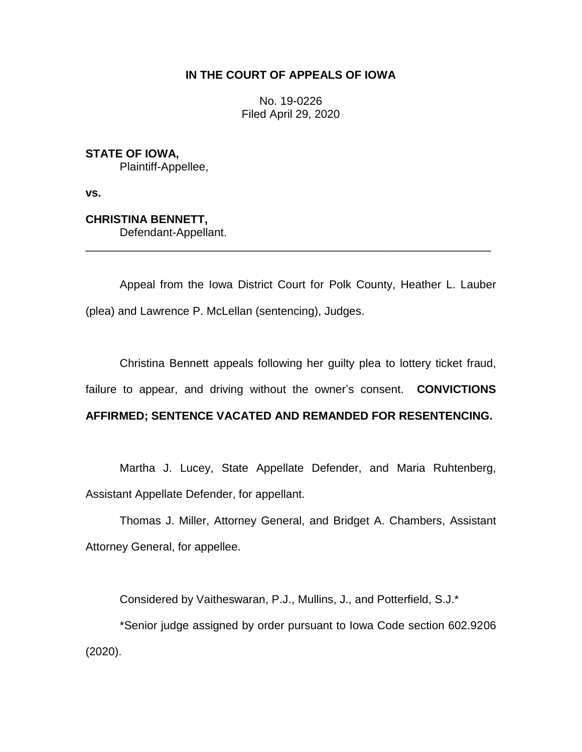**IN THE COURT OF APPEALS OF IOWA**

No. 19-0226
Filed April 29, 2020

**STATE OF IOWA,**
Plaintiff-Appellee,

**vs.**

**CHRISTINA BENNETT,**
Defendant-Appellant.

---

Appeal from the Iowa District Court for Polk County, Heather L. Lauber (plea) and Lawrence P. McLellan (sentencing), Judges.

Christina Bennett appeals following her guilty plea to lottery ticket fraud, failure to appear, and driving without the owner's consent. **CONVICTIONS AFFIRMED; SENTENCE VACATED AND REMANDED FOR RESENTENCING.**

Martha J. Lucey, State Appellate Defender, and Maria Ruhtenberg, Assistant Appellate Defender, for appellant.

Thomas J. Miller, Attorney General, and Bridget A. Chambers, Assistant Attorney General, for appellee.

Considered by Vaitheswaran, P.J., Mullins, J., and Potterfield, S.J.*

*Senior judge assigned by order pursuant to Iowa Code section 602.9206 (2020).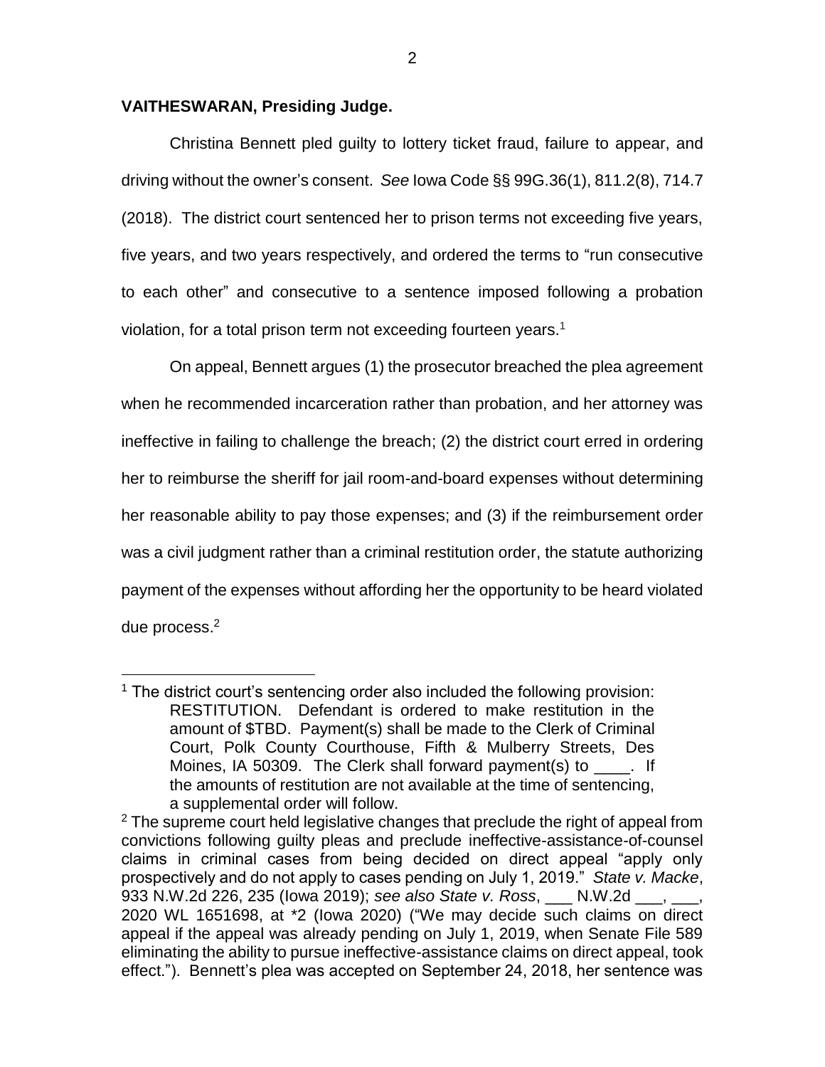**VAITHESWARAN, Presiding Judge.**

Christina Bennett pled guilty to lottery ticket fraud, failure to appear, and driving without the owner's consent. *See* Iowa Code §§ 99G.36(1), 811.2(8), 714.7 (2018). The district court sentenced her to prison terms not exceeding five years, five years, and two years respectively, and ordered the terms to "run consecutive to each other" and consecutive to a sentence imposed following a probation violation, for a total prison term not exceeding fourteen years.[1]

On appeal, Bennett argues (1) the prosecutor breached the plea agreement when he recommended incarceration rather than probation, and her attorney was ineffective in failing to challenge the breach; (2) the district court erred in ordering her to reimburse the sheriff for jail room-and-board expenses without determining her reasonable ability to pay those expenses; and (3) if the reimbursement order was a civil judgment rather than a criminal restitution order, the statute authorizing payment of the expenses without affording her the opportunity to be heard violated due process.[2]

---

[1] The district court's sentencing order also included the following provision:

> RESTITUTION. Defendant is ordered to make restitution in the amount of $TBD. Payment(s) shall be made to the Clerk of Criminal Court, Polk County Courthouse, Fifth & Mulberry Streets, Des Moines, IA 50309. The Clerk shall forward payment(s) to ____. If the amounts of restitution are not available at the time of sentencing, a supplemental order will follow.

[2] The supreme court held legislative changes that preclude the right of appeal from convictions following guilty pleas and preclude ineffective-assistance-of-counsel claims in criminal cases from being decided on direct appeal "apply only prospectively and do not apply to cases pending on July 1, 2019." *State v. Macke*, 933 N.W.2d 226, 235 (Iowa 2019); *see also State v. Ross*, ___ N.W.2d ___, ___, 2020 WL 1651698, at *2 (Iowa 2020) ("We may decide such claims on direct appeal if the appeal was already pending on July 1, 2019, when Senate File 589 eliminating the ability to pursue ineffective-assistance claims on direct appeal, took effect."). Bennett's plea was accepted on September 24, 2018, her sentence was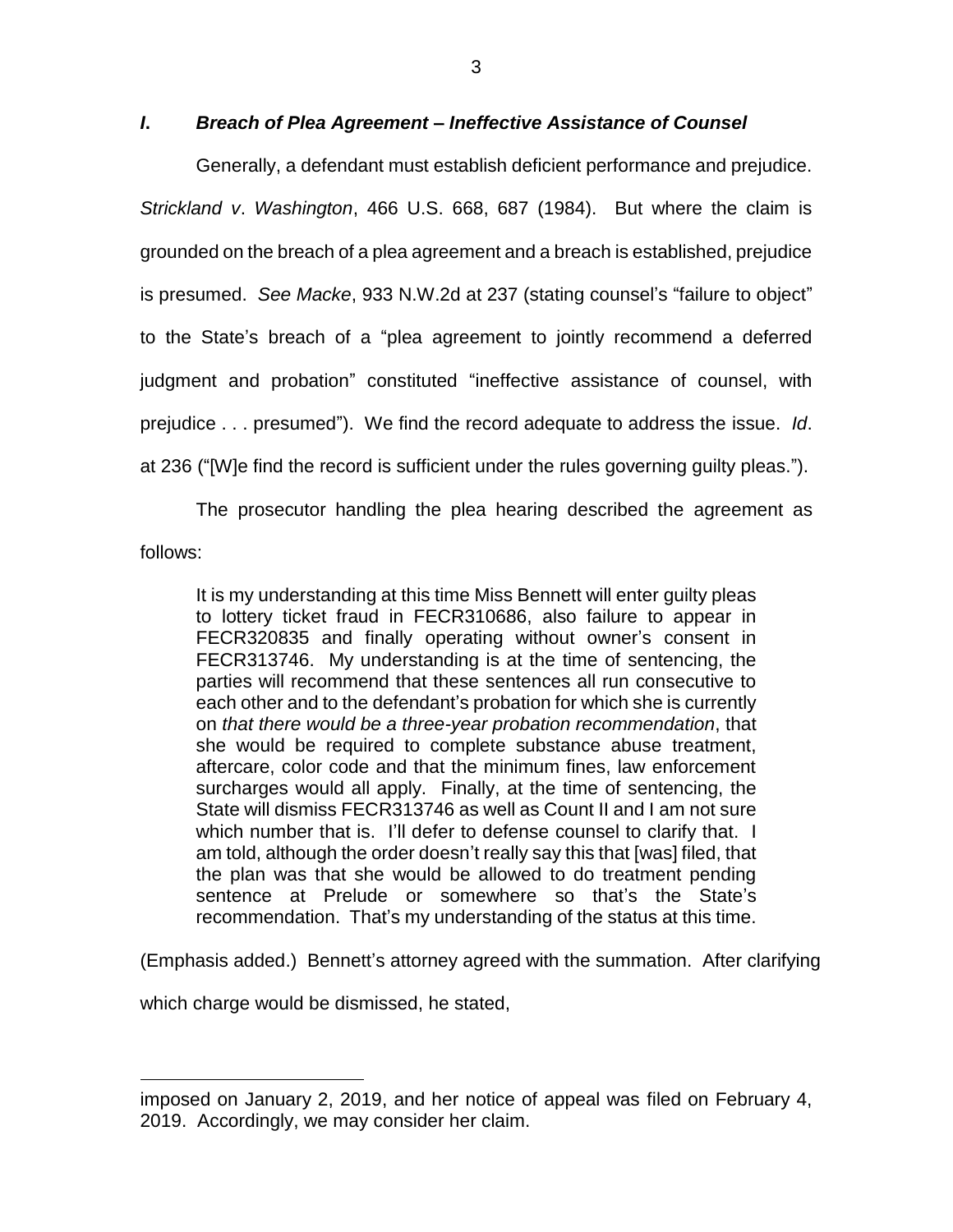### *I. Breach of Plea Agreement – Ineffective Assistance of Counsel*

Generally, a defendant must establish deficient performance and prejudice. *Strickland v. Washington*, 466 U.S. 668, 687 (1984). But where the claim is grounded on the breach of a plea agreement and a breach is established, prejudice is presumed. *See Macke*, 933 N.W.2d at 237 (stating counsel's "failure to object" to the State's breach of a "plea agreement to jointly recommend a deferred judgment and probation" constituted "ineffective assistance of counsel, with prejudice . . . presumed"). We find the record adequate to address the issue. *Id*. at 236 ("[W]e find the record is sufficient under the rules governing guilty pleas.").

The prosecutor handling the plea hearing described the agreement as follows:

> It is my understanding at this time Miss Bennett will enter guilty pleas to lottery ticket fraud in FECR310686, also failure to appear in FECR320835 and finally operating without owner's consent in FECR313746. My understanding is at the time of sentencing, the parties will recommend that these sentences all run consecutive to each other and to the defendant's probation for which she is currently on *that there would be a three-year probation recommendation*, that she would be required to complete substance abuse treatment, aftercare, color code and that the minimum fines, law enforcement surcharges would all apply. Finally, at the time of sentencing, the State will dismiss FECR313746 as well as Count II and I am not sure which number that is. I'll defer to defense counsel to clarify that. I am told, although the order doesn't really say this that [was] filed, that the plan was that she would be allowed to do treatment pending sentence at Prelude or somewhere so that's the State's recommendation. That's my understanding of the status at this time.

(Emphasis added.) Bennett's attorney agreed with the summation. After clarifying which charge would be dismissed, he stated,

imposed on January 2, 2019, and her notice of appeal was filed on February 4, 2019. Accordingly, we may consider her claim.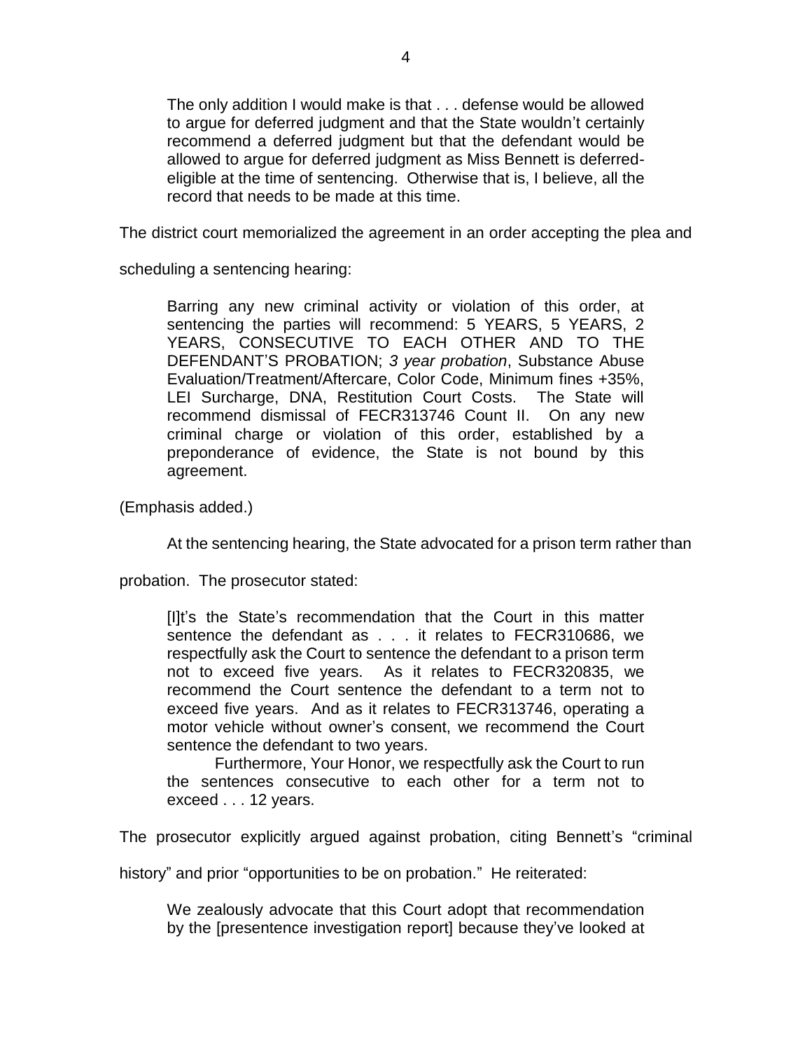> The only addition I would make is that . . . defense would be allowed to argue for deferred judgment and that the State wouldn't certainly recommend a deferred judgment but that the defendant would be allowed to argue for deferred judgment as Miss Bennett is deferred-eligible at the time of sentencing. Otherwise that is, I believe, all the record that needs to be made at this time.

The district court memorialized the agreement in an order accepting the plea and scheduling a sentencing hearing:

> Barring any new criminal activity or violation of this order, at sentencing the parties will recommend: 5 YEARS, 5 YEARS, 2 YEARS, CONSECUTIVE TO EACH OTHER AND TO THE DEFENDANT'S PROBATION; *3 year probation*, Substance Abuse Evaluation/Treatment/Aftercare, Color Code, Minimum fines +35%, LEI Surcharge, DNA, Restitution Court Costs. The State will recommend dismissal of FECR313746 Count II. On any new criminal charge or violation of this order, established by a preponderance of evidence, the State is not bound by this agreement.

(Emphasis added.)

At the sentencing hearing, the State advocated for a prison term rather than probation. The prosecutor stated:

> [I]t's the State's recommendation that the Court in this matter sentence the defendant as . . . it relates to FECR310686, we respectfully ask the Court to sentence the defendant to a prison term not to exceed five years. As it relates to FECR320835, we recommend the Court sentence the defendant to a term not to exceed five years. And as it relates to FECR313746, operating a motor vehicle without owner's consent, we recommend the Court sentence the defendant to two years.
>
> Furthermore, Your Honor, we respectfully ask the Court to run the sentences consecutive to each other for a term not to exceed . . . 12 years.

The prosecutor explicitly argued against probation, citing Bennett's "criminal history" and prior "opportunities to be on probation." He reiterated:

> We zealously advocate that this Court adopt that recommendation by the [presentence investigation report] because they've looked at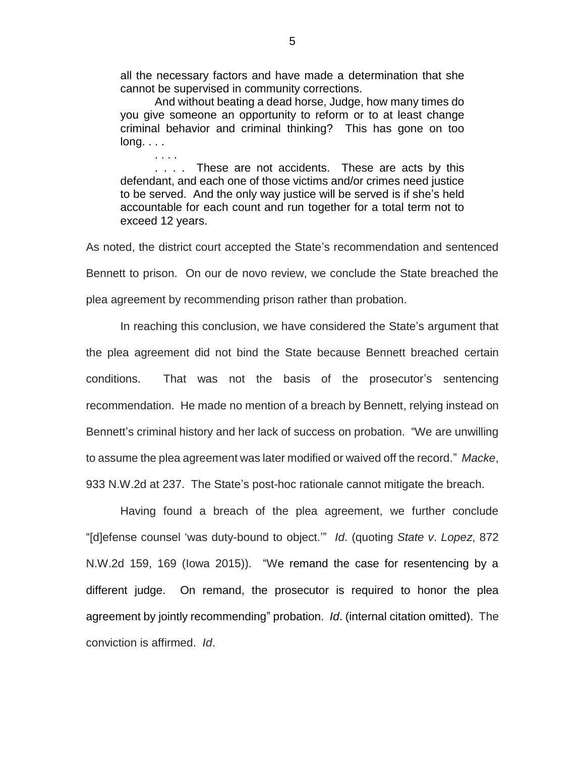> all the necessary factors and have made a determination that she cannot be supervised in community corrections.
>
> And without beating a dead horse, Judge, how many times do you give someone an opportunity to reform or to at least change criminal behavior and criminal thinking? This has gone on too long. . . .
>
> . . . .
>
> . . . . These are not accidents. These are acts by this defendant, and each one of those victims and/or crimes need justice to be served. And the only way justice will be served is if she's held accountable for each count and run together for a total term not to exceed 12 years.

As noted, the district court accepted the State's recommendation and sentenced Bennett to prison. On our de novo review, we conclude the State breached the plea agreement by recommending prison rather than probation.

In reaching this conclusion, we have considered the State's argument that the plea agreement did not bind the State because Bennett breached certain conditions. That was not the basis of the prosecutor's sentencing recommendation. He made no mention of a breach by Bennett, relying instead on Bennett's criminal history and her lack of success on probation. "We are unwilling to assume the plea agreement was later modified or waived off the record." *Macke*, 933 N.W.2d at 237. The State's post-hoc rationale cannot mitigate the breach.

Having found a breach of the plea agreement, we further conclude "[d]efense counsel 'was duty-bound to object.'" *Id*. (quoting *State v*. *Lopez*, 872 N.W.2d 159, 169 (Iowa 2015)). "We remand the case for resentencing by a different judge. On remand, the prosecutor is required to honor the plea agreement by jointly recommending" probation. *Id*. (internal citation omitted). The conviction is affirmed. *Id*.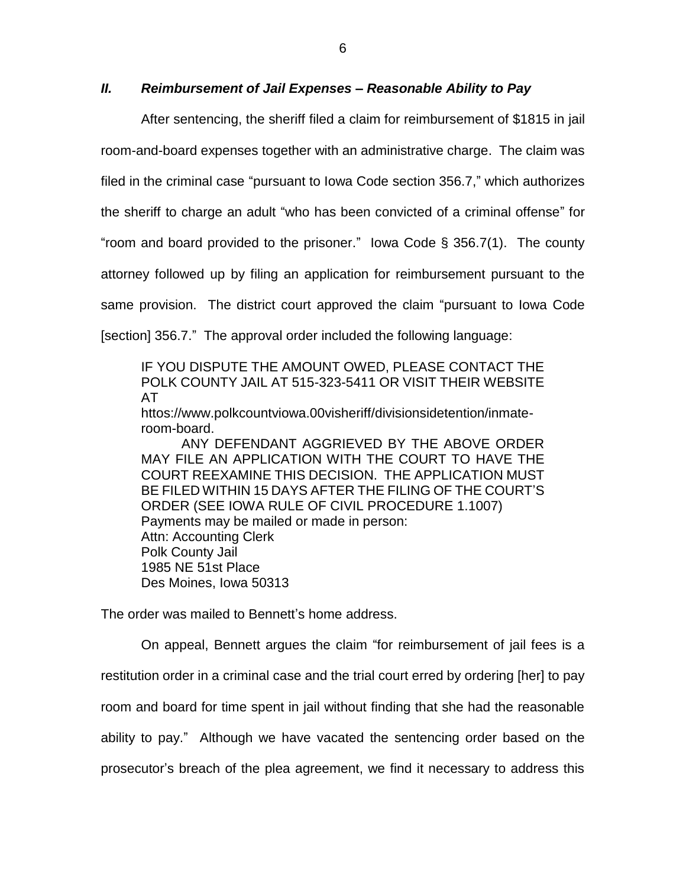## *II. Reimbursement of Jail Expenses – Reasonable Ability to Pay*

After sentencing, the sheriff filed a claim for reimbursement of $1815 in jail room-and-board expenses together with an administrative charge. The claim was filed in the criminal case "pursuant to Iowa Code section 356.7," which authorizes the sheriff to charge an adult "who has been convicted of a criminal offense" for "room and board provided to the prisoner." Iowa Code § 356.7(1). The county attorney followed up by filing an application for reimbursement pursuant to the same provision. The district court approved the claim "pursuant to Iowa Code [section] 356.7." The approval order included the following language:

> IF YOU DISPUTE THE AMOUNT OWED, PLEASE CONTACT THE POLK COUNTY JAIL AT 515-323-5411 OR VISIT THEIR WEBSITE AT
> httos://www.polkcountviowa.00visheriff/divisionsidetention/inmate-room-board.
>
> ANY DEFENDANT AGGRIEVED BY THE ABOVE ORDER MAY FILE AN APPLICATION WITH THE COURT TO HAVE THE COURT REEXAMINE THIS DECISION. THE APPLICATION MUST BE FILED WITHIN 15 DAYS AFTER THE FILING OF THE COURT'S ORDER (SEE IOWA RULE OF CIVIL PROCEDURE 1.1007)
> Payments may be mailed or made in person:
> Attn: Accounting Clerk
> Polk County Jail
> 1985 NE 51st Place
> Des Moines, Iowa 50313

The order was mailed to Bennett's home address.

On appeal, Bennett argues the claim "for reimbursement of jail fees is a restitution order in a criminal case and the trial court erred by ordering [her] to pay room and board for time spent in jail without finding that she had the reasonable ability to pay." Although we have vacated the sentencing order based on the prosecutor's breach of the plea agreement, we find it necessary to address this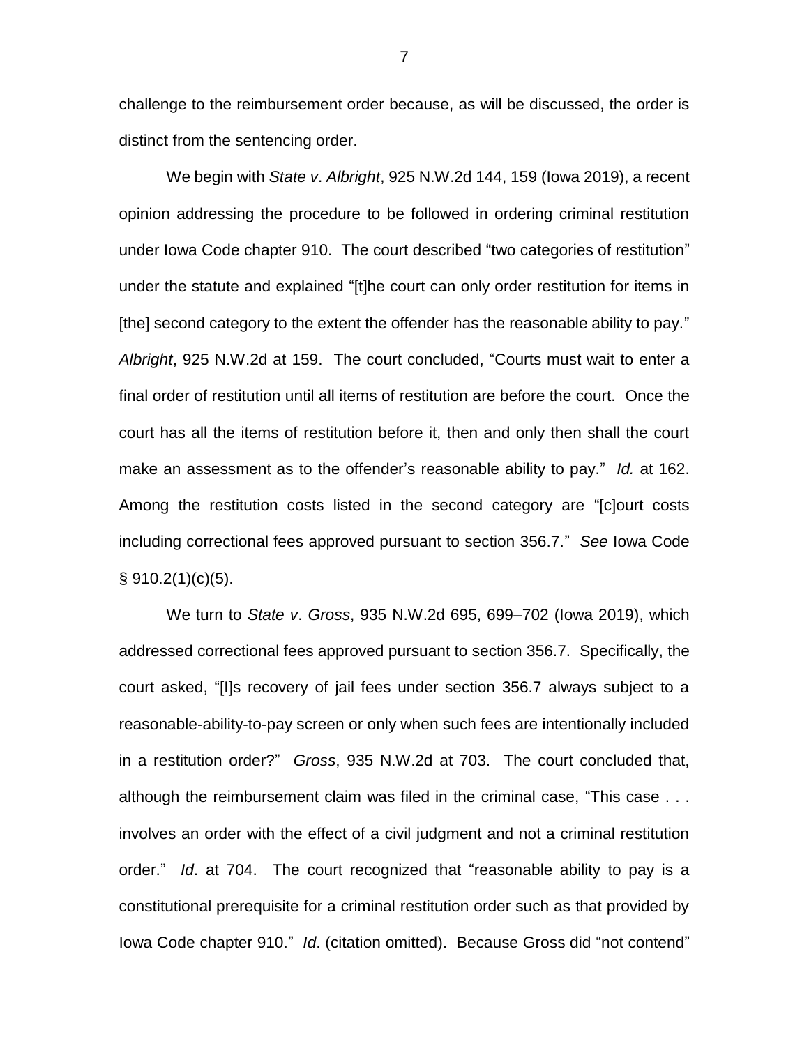challenge to the reimbursement order because, as will be discussed, the order is distinct from the sentencing order.

We begin with *State v. Albright*, 925 N.W.2d 144, 159 (Iowa 2019), a recent opinion addressing the procedure to be followed in ordering criminal restitution under Iowa Code chapter 910. The court described "two categories of restitution" under the statute and explained "[t]he court can only order restitution for items in [the] second category to the extent the offender has the reasonable ability to pay." *Albright*, 925 N.W.2d at 159. The court concluded, "Courts must wait to enter a final order of restitution until all items of restitution are before the court. Once the court has all the items of restitution before it, then and only then shall the court make an assessment as to the offender's reasonable ability to pay." *Id.* at 162. Among the restitution costs listed in the second category are "[c]ourt costs including correctional fees approved pursuant to section 356.7." *See* Iowa Code § 910.2(1)(c)(5).

We turn to *State v. Gross*, 935 N.W.2d 695, 699–702 (Iowa 2019), which addressed correctional fees approved pursuant to section 356.7. Specifically, the court asked, "[I]s recovery of jail fees under section 356.7 always subject to a reasonable-ability-to-pay screen or only when such fees are intentionally included in a restitution order?" *Gross*, 935 N.W.2d at 703. The court concluded that, although the reimbursement claim was filed in the criminal case, "This case . . . involves an order with the effect of a civil judgment and not a criminal restitution order." *Id*. at 704. The court recognized that "reasonable ability to pay is a constitutional prerequisite for a criminal restitution order such as that provided by Iowa Code chapter 910." *Id*. (citation omitted). Because Gross did "not contend"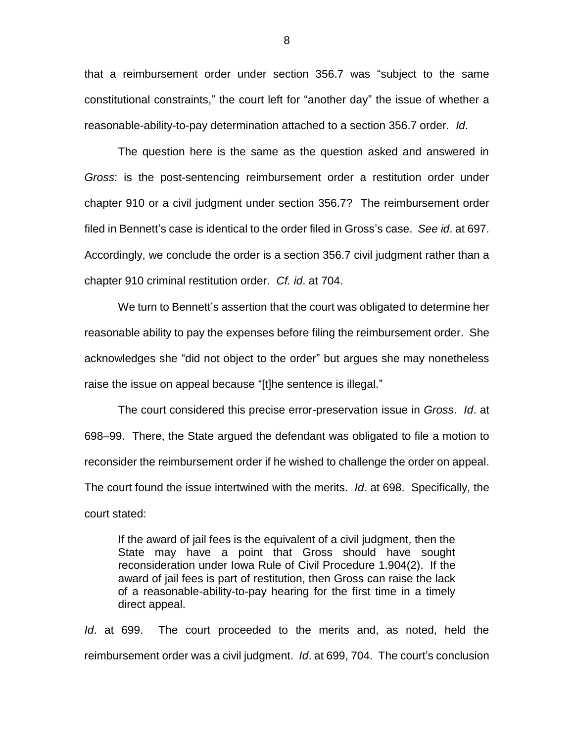that a reimbursement order under section 356.7 was "subject to the same constitutional constraints," the court left for "another day" the issue of whether a reasonable-ability-to-pay determination attached to a section 356.7 order. *Id*.

The question here is the same as the question asked and answered in *Gross*: is the post-sentencing reimbursement order a restitution order under chapter 910 or a civil judgment under section 356.7? The reimbursement order filed in Bennett's case is identical to the order filed in Gross's case. *See id*. at 697. Accordingly, we conclude the order is a section 356.7 civil judgment rather than a chapter 910 criminal restitution order. *Cf. id*. at 704.

We turn to Bennett's assertion that the court was obligated to determine her reasonable ability to pay the expenses before filing the reimbursement order. She acknowledges she "did not object to the order" but argues she may nonetheless raise the issue on appeal because "[t]he sentence is illegal."

The court considered this precise error-preservation issue in *Gross*. *Id*. at 698–99. There, the State argued the defendant was obligated to file a motion to reconsider the reimbursement order if he wished to challenge the order on appeal. The court found the issue intertwined with the merits. *Id*. at 698. Specifically, the court stated:

> If the award of jail fees is the equivalent of a civil judgment, then the State may have a point that Gross should have sought reconsideration under Iowa Rule of Civil Procedure 1.904(2). If the award of jail fees is part of restitution, then Gross can raise the lack of a reasonable-ability-to-pay hearing for the first time in a timely direct appeal.

*Id*. at 699. The court proceeded to the merits and, as noted, held the reimbursement order was a civil judgment. *Id*. at 699, 704. The court's conclusion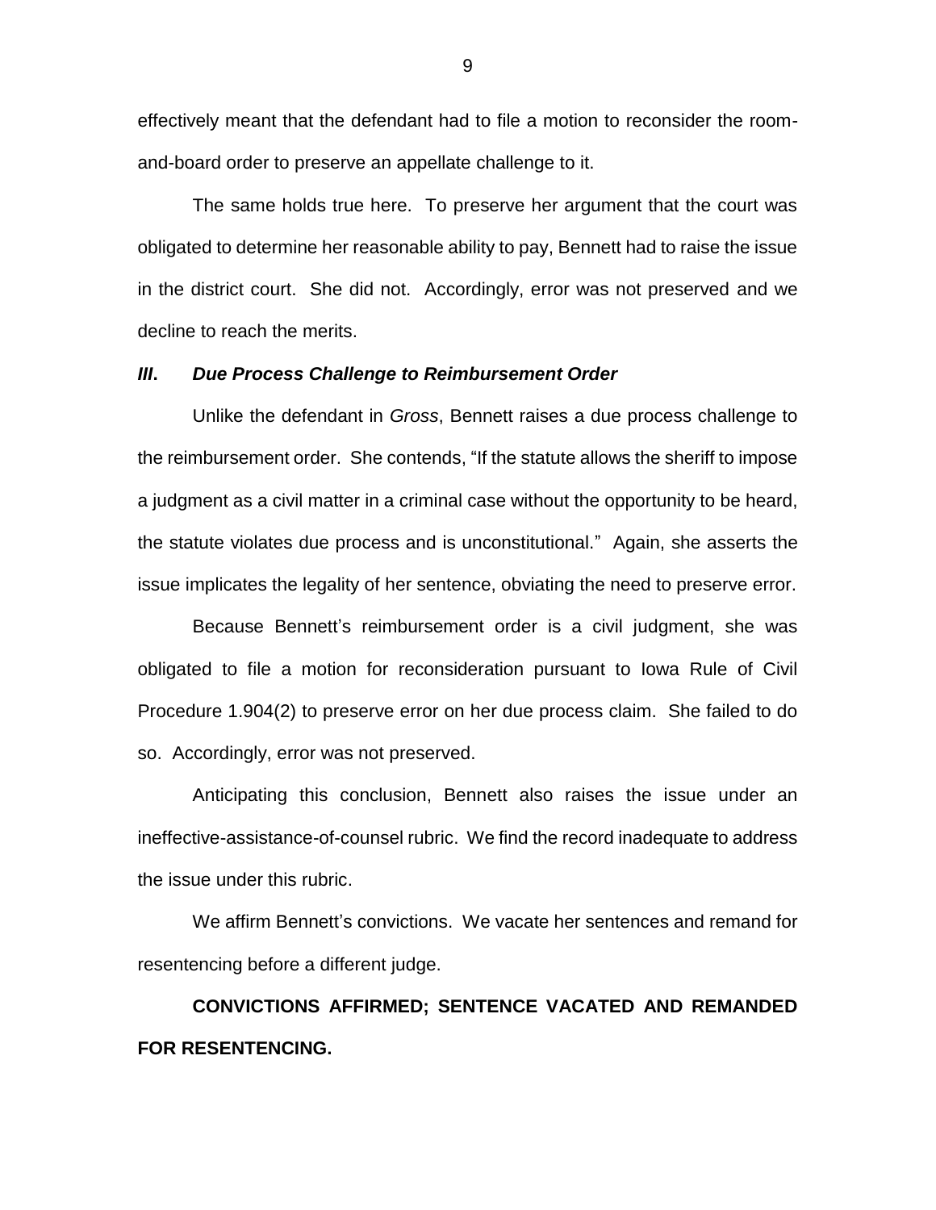effectively meant that the defendant had to file a motion to reconsider the room-and-board order to preserve an appellate challenge to it.

The same holds true here. To preserve her argument that the court was obligated to determine her reasonable ability to pay, Bennett had to raise the issue in the district court. She did not. Accordingly, error was not preserved and we decline to reach the merits.

### *III. Due Process Challenge to Reimbursement Order*

Unlike the defendant in *Gross*, Bennett raises a due process challenge to the reimbursement order. She contends, "If the statute allows the sheriff to impose a judgment as a civil matter in a criminal case without the opportunity to be heard, the statute violates due process and is unconstitutional." Again, she asserts the issue implicates the legality of her sentence, obviating the need to preserve error.

Because Bennett's reimbursement order is a civil judgment, she was obligated to file a motion for reconsideration pursuant to Iowa Rule of Civil Procedure 1.904(2) to preserve error on her due process claim. She failed to do so. Accordingly, error was not preserved.

Anticipating this conclusion, Bennett also raises the issue under an ineffective-assistance-of-counsel rubric. We find the record inadequate to address the issue under this rubric.

We affirm Bennett's convictions. We vacate her sentences and remand for resentencing before a different judge.

**CONVICTIONS AFFIRMED; SENTENCE VACATED AND REMANDED FOR RESENTENCING.**